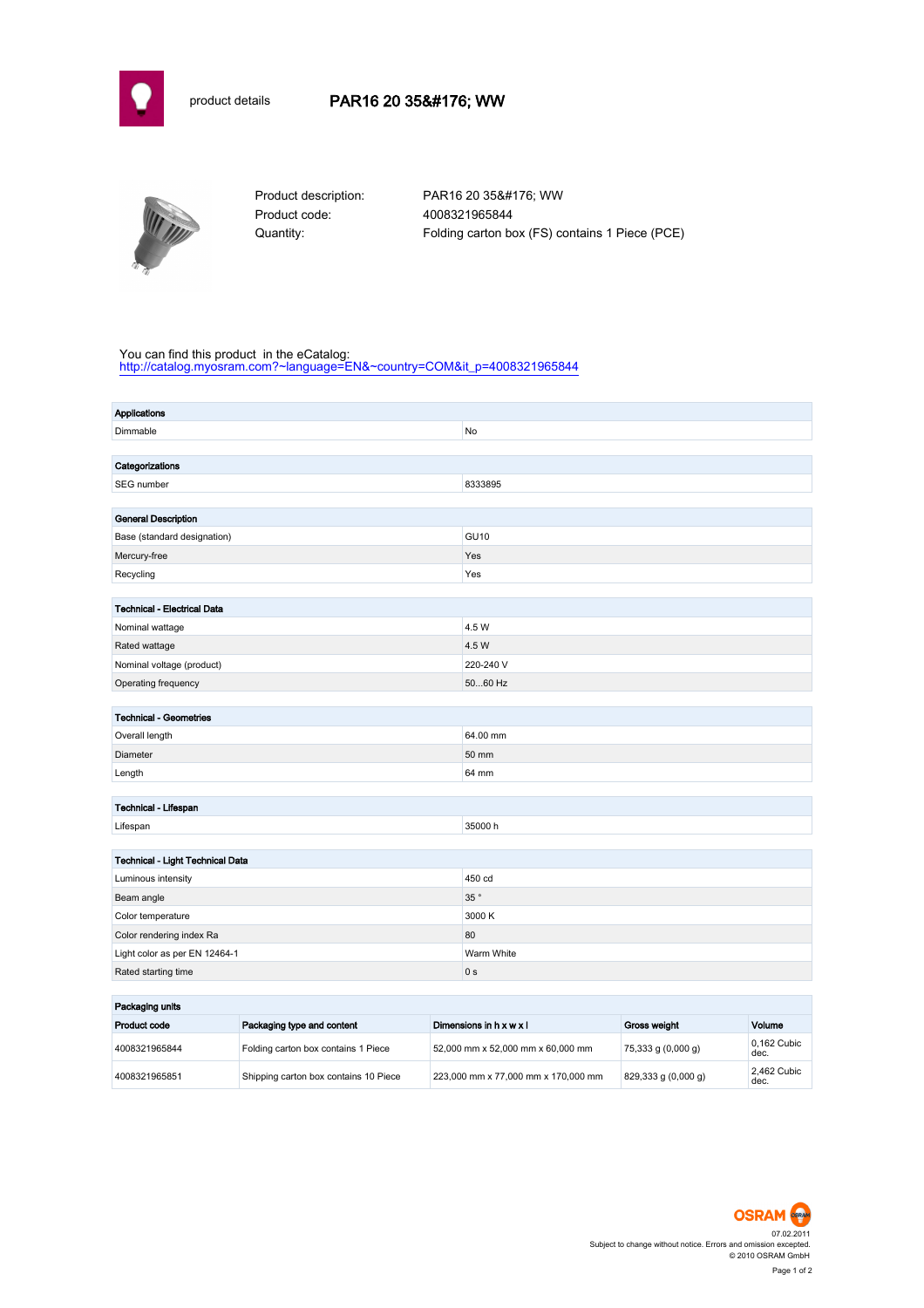product details

# PAR16 20 35&#176; WW

| | |
|---|---|
| Product description: | PAR16 20 35&#176; WW |
| Product code: | 4008321965844 |
| Quantity: | Folding carton box (FS) contains 1 Piece (PCE) |

You can find this product in the eCatalog:
http://catalog.myosram.com?~language=EN&~country=COM&it_p=4008321965844

| Applications | |
|---|---|
| Dimmable | No |

| Categorizations | |
|---|---|
| SEG number | 8333895 |

| General Description | |
|---|---|
| Base (standard designation) | GU10 |
| Mercury-free | Yes |
| Recycling | Yes |

| Technical - Electrical Data | |
|---|---|
| Nominal wattage | 4.5 W |
| Rated wattage | 4.5 W |
| Nominal voltage (product) | 220-240 V |
| Operating frequency | 50...60 Hz |

| Technical - Geometries | |
|---|---|
| Overall length | 64.00 mm |
| Diameter | 50 mm |
| Length | 64 mm |

| Technical - Lifespan | |
|---|---|
| Lifespan | 35000 h |

| Technical - Light Technical Data | |
|---|---|
| Luminous intensity | 450 cd |
| Beam angle | 35 ° |
| Color temperature | 3000 K |
| Color rendering index Ra | 80 |
| Light color as per EN 12464-1 | Warm White |
| Rated starting time | 0 s |

**Packaging units**

| Product code | Packaging type and content | Dimensions in h x w x l | Gross weight | Volume |
|---|---|---|---|---|
| 4008321965844 | Folding carton box contains 1 Piece | 52,000 mm x 52,000 mm x 60,000 mm | 75,333 g (0,000 g) | 0,162 Cubic dec. |
| 4008321965851 | Shipping carton box contains 10 Piece | 223,000 mm x 77,000 mm x 170,000 mm | 829,333 g (0,000 g) | 2,462 Cubic dec. |

OSRAM

07.02.2011
Subject to change without notice. Errors and omission excepted.
© 2010 OSRAM GmbH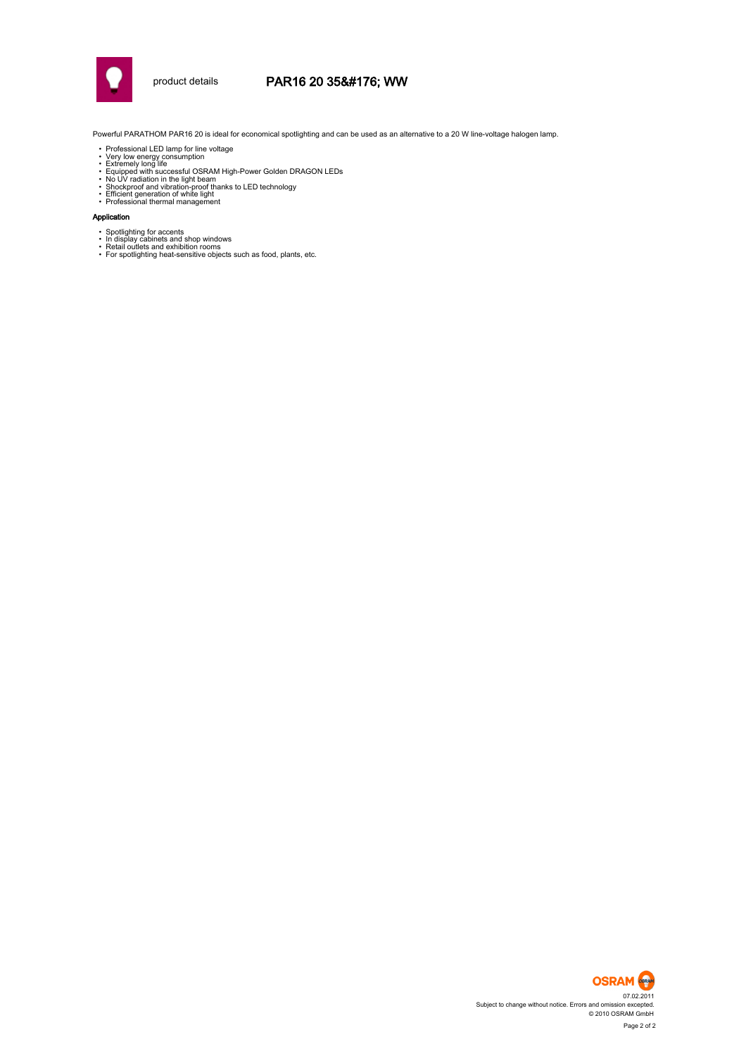product details

# PAR16 20 35&#176; WW

Powerful PARATHOM PAR16 20 is ideal for economical spotlighting and can be used as an alternative to a 20 W line-voltage halogen lamp.

- Professional LED lamp for line voltage
- Very low energy consumption
- Extremely long life
- Equipped with successful OSRAM High-Power Golden DRAGON LEDs
- No UV radiation in the light beam
- Shockproof and vibration-proof thanks to LED technology
- Efficient generation of white light
- Professional thermal management

### Application

- Spotlighting for accents
- In display cabinets and shop windows
- Retail outlets and exhibition rooms
- For spotlighting heat-sensitive objects such as food, plants, etc.

07.02.2011
Subject to change without notice. Errors and omission excepted.
© 2010 OSRAM GmbH